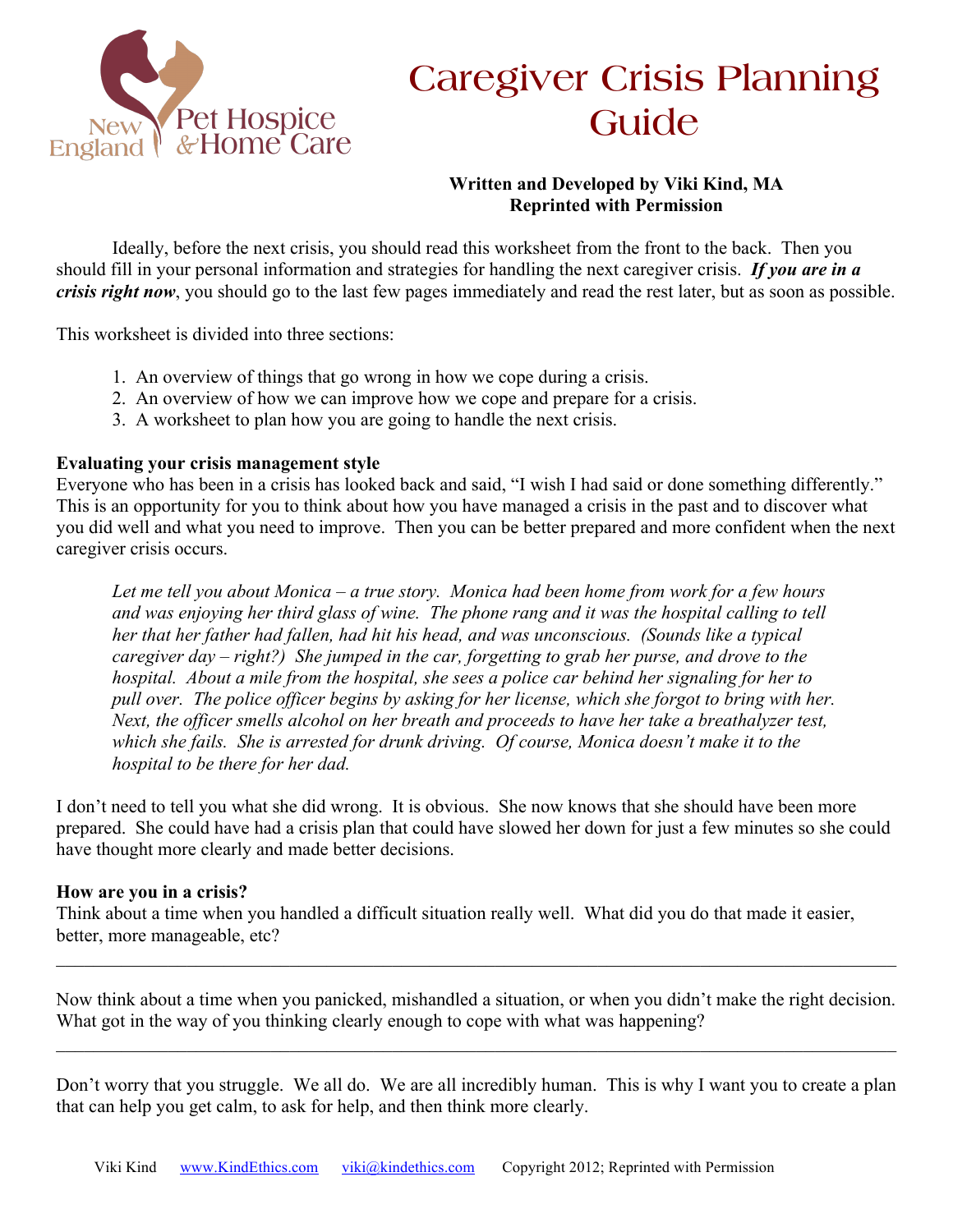New England Pet Hospice & Home Care

# Caregiver Crisis Planning Guide

**Written and Developed by Viki Kind, MA**
**Reprinted with Permission**

Ideally, before the next crisis, you should read this worksheet from the front to the back. Then you should fill in your personal information and strategies for handling the next caregiver crisis. ***If you are in a crisis right now***, you should go to the last few pages immediately and read the rest later, but as soon as possible.

This worksheet is divided into three sections:

1. An overview of things that go wrong in how we cope during a crisis.
2. An overview of how we can improve how we cope and prepare for a crisis.
3. A worksheet to plan how you are going to handle the next crisis.

**Evaluating your crisis management style**
Everyone who has been in a crisis has looked back and said, "I wish I had said or done something differently." This is an opportunity for you to think about how you have managed a crisis in the past and to discover what you did well and what you need to improve. Then you can be better prepared and more confident when the next caregiver crisis occurs.

> *Let me tell you about Monica – a true story. Monica had been home from work for a few hours and was enjoying her third glass of wine. The phone rang and it was the hospital calling to tell her that her father had fallen, had hit his head, and was unconscious. (Sounds like a typical caregiver day – right?) She jumped in the car, forgetting to grab her purse, and drove to the hospital. About a mile from the hospital, she sees a police car behind her signaling for her to pull over. The police officer begins by asking for her license, which she forgot to bring with her. Next, the officer smells alcohol on her breath and proceeds to have her take a breathalyzer test, which she fails. She is arrested for drunk driving. Of course, Monica doesn't make it to the hospital to be there for her dad.*

I don't need to tell you what she did wrong. It is obvious. She now knows that she should have been more prepared. She could have had a crisis plan that could have slowed her down for just a few minutes so she could have thought more clearly and made better decisions.

**How are you in a crisis?**
Think about a time when you handled a difficult situation really well. What did you do that made it easier, better, more manageable, etc?

______________________________________________________________________________

Now think about a time when you panicked, mishandled a situation, or when you didn't make the right decision. What got in the way of you thinking clearly enough to cope with what was happening?

______________________________________________________________________________

Don't worry that you struggle. We all do. We are all incredibly human. This is why I want you to create a plan that can help you get calm, to ask for help, and then think more clearly.

Viki Kind www.KindEthics.com viki@kindethics.com Copyright 2012; Reprinted with Permission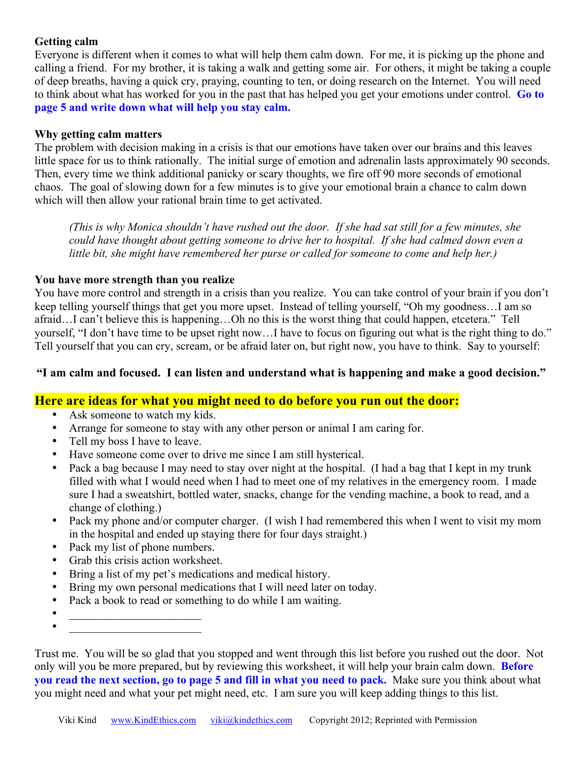### Getting calm

Everyone is different when it comes to what will help them calm down. For me, it is picking up the phone and calling a friend. For my brother, it is taking a walk and getting some air. For others, it might be taking a couple of deep breaths, having a quick cry, praying, counting to ten, or doing research on the Internet. You will need to think about what has worked for you in the past that has helped you get your emotions under control. **Go to page 5 and write down what will help you stay calm.**

### Why getting calm matters

The problem with decision making in a crisis is that our emotions have taken over our brains and this leaves little space for us to think rationally. The initial surge of emotion and adrenalin lasts approximately 90 seconds. Then, every time we think additional panicky or scary thoughts, we fire off 90 more seconds of emotional chaos. The goal of slowing down for a few minutes is to give your emotional brain a chance to calm down which will then allow your rational brain time to get activated.

> *(This is why Monica shouldn't have rushed out the door. If she had sat still for a few minutes, she could have thought about getting someone to drive her to hospital. If she had calmed down even a little bit, she might have remembered her purse or called for someone to come and help her.)*

### You have more strength than you realize

You have more control and strength in a crisis than you realize. You can take control of your brain if you don't keep telling yourself things that get you more upset. Instead of telling yourself, "Oh my goodness…I am so afraid…I can't believe this is happening…Oh no this is the worst thing that could happen, etcetera." Tell yourself, "I don't have time to be upset right now…I have to focus on figuring out what is the right thing to do." Tell yourself that you can cry, scream, or be afraid later on, but right now, you have to think. Say to yourself:

**"I am calm and focused. I can listen and understand what is happening and make a good decision."**

## Here are ideas for what you might need to do before you run out the door:

- Ask someone to watch my kids.
- Arrange for someone to stay with any other person or animal I am caring for.
- Tell my boss I have to leave.
- Have someone come over to drive me since I am still hysterical.
- Pack a bag because I may need to stay over night at the hospital. (I had a bag that I kept in my trunk filled with what I would need when I had to meet one of my relatives in the emergency room. I made sure I had a sweatshirt, bottled water, snacks, change for the vending machine, a book to read, and a change of clothing.)
- Pack my phone and/or computer charger. (I wish I had remembered this when I went to visit my mom in the hospital and ended up staying there for four days straight.)
- Pack my list of phone numbers.
- Grab this crisis action worksheet.
- Bring a list of my pet's medications and medical history.
- Bring my own personal medications that I will need later on today.
- Pack a book to read or something to do while I am waiting.
- ______________________
- ______________________

Trust me. You will be so glad that you stopped and went through this list before you rushed out the door. Not only will you be more prepared, but by reviewing this worksheet, it will help your brain calm down. **Before you read the next section, go to page 5 and fill in what you need to pack.** Make sure you think about what you might need and what your pet might need, etc. I am sure you will keep adding things to this list.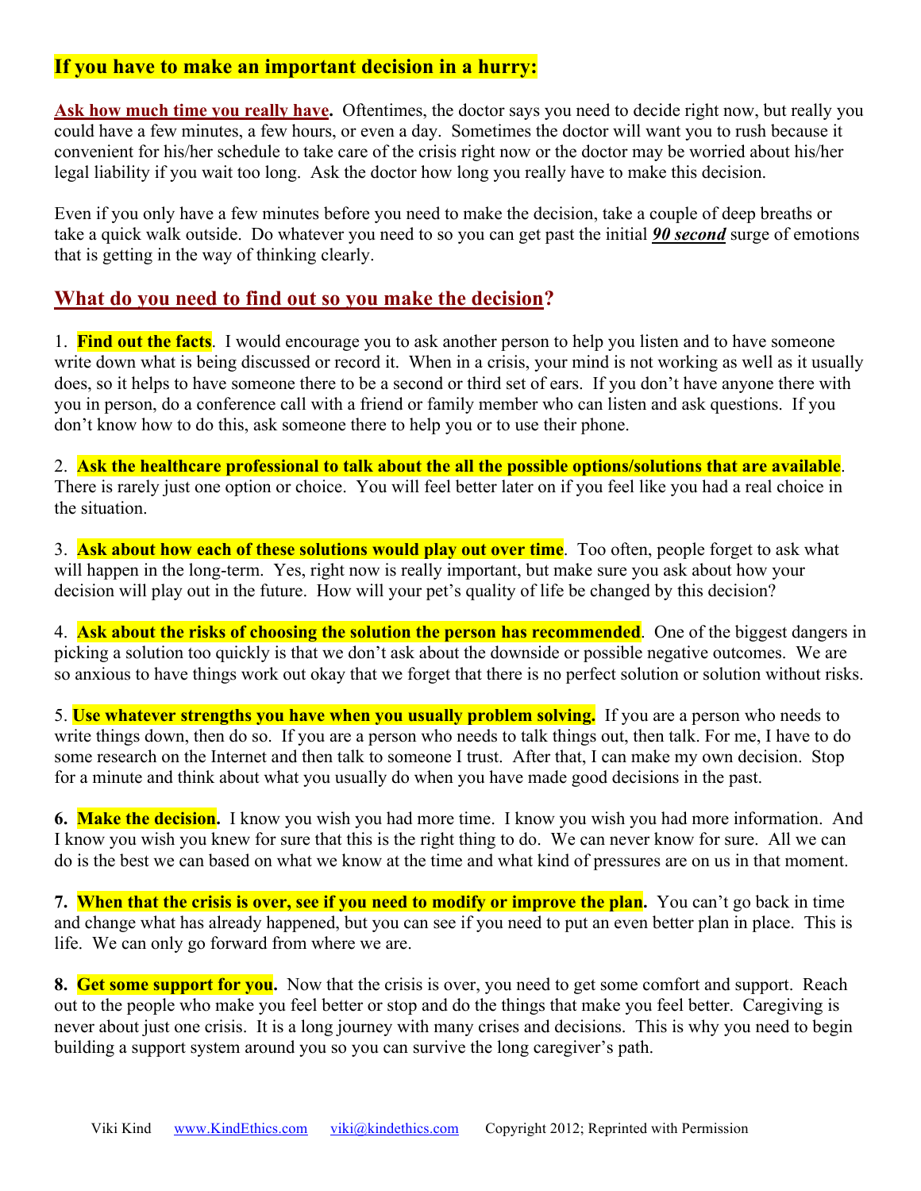## If you have to make an important decision in a hurry:

**Ask how much time you really have.** Oftentimes, the doctor says you need to decide right now, but really you could have a few minutes, a few hours, or even a day. Sometimes the doctor will want you to rush because it convenient for his/her schedule to take care of the crisis right now or the doctor may be worried about his/her legal liability if you wait too long. Ask the doctor how long you really have to make this decision.

Even if you only have a few minutes before you need to make the decision, take a couple of deep breaths or take a quick walk outside. Do whatever you need to so you can get past the initial ***90 second*** surge of emotions that is getting in the way of thinking clearly.

## What do you need to find out so you make the decision?

1. **Find out the facts**. I would encourage you to ask another person to help you listen and to have someone write down what is being discussed or record it. When in a crisis, your mind is not working as well as it usually does, so it helps to have someone there to be a second or third set of ears. If you don't have anyone there with you in person, do a conference call with a friend or family member who can listen and ask questions. If you don't know how to do this, ask someone there to help you or to use their phone.

2. **Ask the healthcare professional to talk about the all the possible options/solutions that are available**. There is rarely just one option or choice. You will feel better later on if you feel like you had a real choice in the situation.

3. **Ask about how each of these solutions would play out over time**. Too often, people forget to ask what will happen in the long-term. Yes, right now is really important, but make sure you ask about how your decision will play out in the future. How will your pet's quality of life be changed by this decision?

4. **Ask about the risks of choosing the solution the person has recommended**. One of the biggest dangers in picking a solution too quickly is that we don't ask about the downside or possible negative outcomes. We are so anxious to have things work out okay that we forget that there is no perfect solution or solution without risks.

5. **Use whatever strengths you have when you usually problem solving.** If you are a person who needs to write things down, then do so. If you are a person who needs to talk things out, then talk. For me, I have to do some research on the Internet and then talk to someone I trust. After that, I can make my own decision. Stop for a minute and think about what you usually do when you have made good decisions in the past.

**6. Make the decision.** I know you wish you had more time. I know you wish you had more information. And I know you wish you knew for sure that this is the right thing to do. We can never know for sure. All we can do is the best we can based on what we know at the time and what kind of pressures are on us in that moment.

**7. When that the crisis is over, see if you need to modify or improve the plan.** You can't go back in time and change what has already happened, but you can see if you need to put an even better plan in place. This is life. We can only go forward from where we are.

**8. Get some support for you.** Now that the crisis is over, you need to get some comfort and support. Reach out to the people who make you feel better or stop and do the things that make you feel better. Caregiving is never about just one crisis. It is a long journey with many crises and decisions. This is why you need to begin building a support system around you so you can survive the long caregiver's path.

Viki Kind www.KindEthics.com viki@kindethics.com Copyright 2012; Reprinted with Permission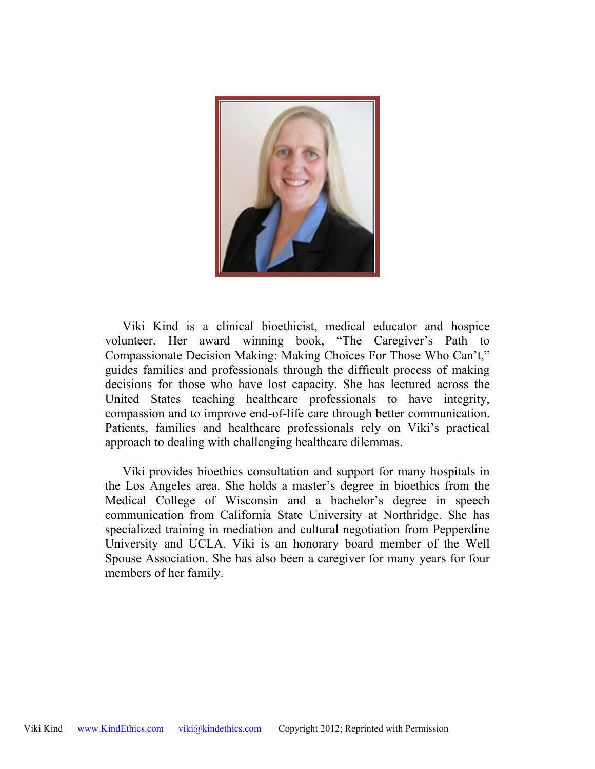Viki Kind is a clinical bioethicist, medical educator and hospice volunteer. Her award winning book, "The Caregiver's Path to Compassionate Decision Making: Making Choices For Those Who Can't," guides families and professionals through the difficult process of making decisions for those who have lost capacity. She has lectured across the United States teaching healthcare professionals to have integrity, compassion and to improve end-of-life care through better communication. Patients, families and healthcare professionals rely on Viki's practical approach to dealing with challenging healthcare dilemmas.

Viki provides bioethics consultation and support for many hospitals in the Los Angeles area. She holds a master's degree in bioethics from the Medical College of Wisconsin and a bachelor's degree in speech communication from California State University at Northridge. She has specialized training in mediation and cultural negotiation from Pepperdine University and UCLA. Viki is an honorary board member of the Well Spouse Association. She has also been a caregiver for many years for four members of her family.

Viki Kind www.KindEthics.com viki@kindethics.com Copyright 2012; Reprinted with Permission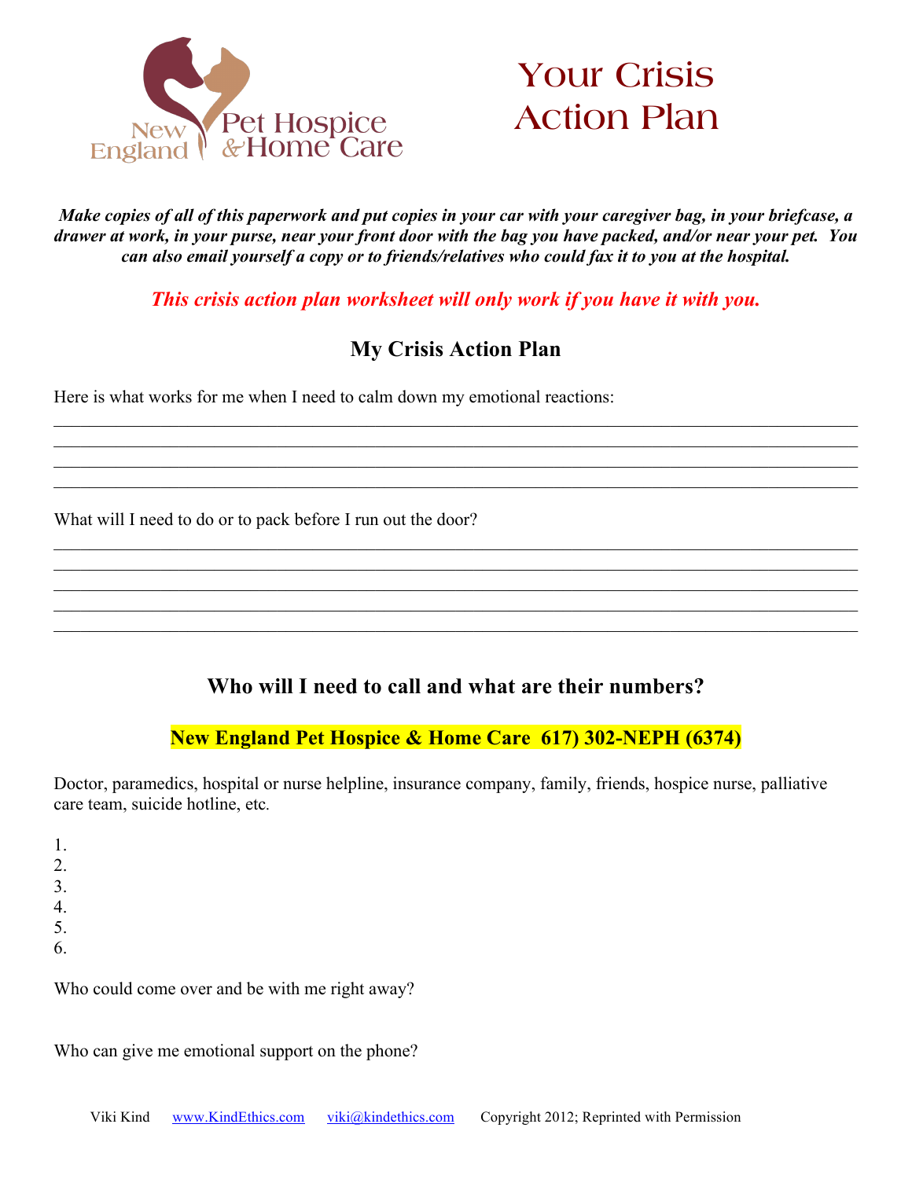New England Pet Hospice & Home Care

# Your Crisis Action Plan

***Make copies of all of this paperwork and put copies in your car with your caregiver bag, in your briefcase, a drawer at work, in your purse, near your front door with the bag you have packed, and/or near your pet. You can also email yourself a copy or to friends/relatives who could fax it to you at the hospital.***

***This crisis action plan worksheet will only work if you have it with you.***

## My Crisis Action Plan

Here is what works for me when I need to calm down my emotional reactions:

\_\_\_\_\_\_\_\_\_\_\_\_\_\_\_\_\_\_\_\_\_\_\_\_\_\_\_\_\_\_\_\_\_\_\_\_\_\_\_\_\_\_\_\_\_\_\_\_\_\_\_\_\_\_\_\_\_\_\_\_\_\_\_\_\_\_\_\_\_\_\_\_\_\_\_\_
\_\_\_\_\_\_\_\_\_\_\_\_\_\_\_\_\_\_\_\_\_\_\_\_\_\_\_\_\_\_\_\_\_\_\_\_\_\_\_\_\_\_\_\_\_\_\_\_\_\_\_\_\_\_\_\_\_\_\_\_\_\_\_\_\_\_\_\_\_\_\_\_\_\_\_\_
\_\_\_\_\_\_\_\_\_\_\_\_\_\_\_\_\_\_\_\_\_\_\_\_\_\_\_\_\_\_\_\_\_\_\_\_\_\_\_\_\_\_\_\_\_\_\_\_\_\_\_\_\_\_\_\_\_\_\_\_\_\_\_\_\_\_\_\_\_\_\_\_\_\_\_\_
\_\_\_\_\_\_\_\_\_\_\_\_\_\_\_\_\_\_\_\_\_\_\_\_\_\_\_\_\_\_\_\_\_\_\_\_\_\_\_\_\_\_\_\_\_\_\_\_\_\_\_\_\_\_\_\_\_\_\_\_\_\_\_\_\_\_\_\_\_\_\_\_\_\_\_\_

What will I need to do or to pack before I run out the door?

\_\_\_\_\_\_\_\_\_\_\_\_\_\_\_\_\_\_\_\_\_\_\_\_\_\_\_\_\_\_\_\_\_\_\_\_\_\_\_\_\_\_\_\_\_\_\_\_\_\_\_\_\_\_\_\_\_\_\_\_\_\_\_\_\_\_\_\_\_\_\_\_\_\_\_\_
\_\_\_\_\_\_\_\_\_\_\_\_\_\_\_\_\_\_\_\_\_\_\_\_\_\_\_\_\_\_\_\_\_\_\_\_\_\_\_\_\_\_\_\_\_\_\_\_\_\_\_\_\_\_\_\_\_\_\_\_\_\_\_\_\_\_\_\_\_\_\_\_\_\_\_\_
\_\_\_\_\_\_\_\_\_\_\_\_\_\_\_\_\_\_\_\_\_\_\_\_\_\_\_\_\_\_\_\_\_\_\_\_\_\_\_\_\_\_\_\_\_\_\_\_\_\_\_\_\_\_\_\_\_\_\_\_\_\_\_\_\_\_\_\_\_\_\_\_\_\_\_\_
\_\_\_\_\_\_\_\_\_\_\_\_\_\_\_\_\_\_\_\_\_\_\_\_\_\_\_\_\_\_\_\_\_\_\_\_\_\_\_\_\_\_\_\_\_\_\_\_\_\_\_\_\_\_\_\_\_\_\_\_\_\_\_\_\_\_\_\_\_\_\_\_\_\_\_\_
\_\_\_\_\_\_\_\_\_\_\_\_\_\_\_\_\_\_\_\_\_\_\_\_\_\_\_\_\_\_\_\_\_\_\_\_\_\_\_\_\_\_\_\_\_\_\_\_\_\_\_\_\_\_\_\_\_\_\_\_\_\_\_\_\_\_\_\_\_\_\_\_\_\_\_\_

## Who will I need to call and what are their numbers?

**New England Pet Hospice & Home Care 617) 302-NEPH (6374)**

Doctor, paramedics, hospital or nurse helpline, insurance company, family, friends, hospice nurse, palliative care team, suicide hotline, etc.

1.
2.
3.
4.
5.
6.

Who could come over and be with me right away?

Who can give me emotional support on the phone?

Viki Kind www.KindEthics.com viki@kindethics.com Copyright 2012; Reprinted with Permission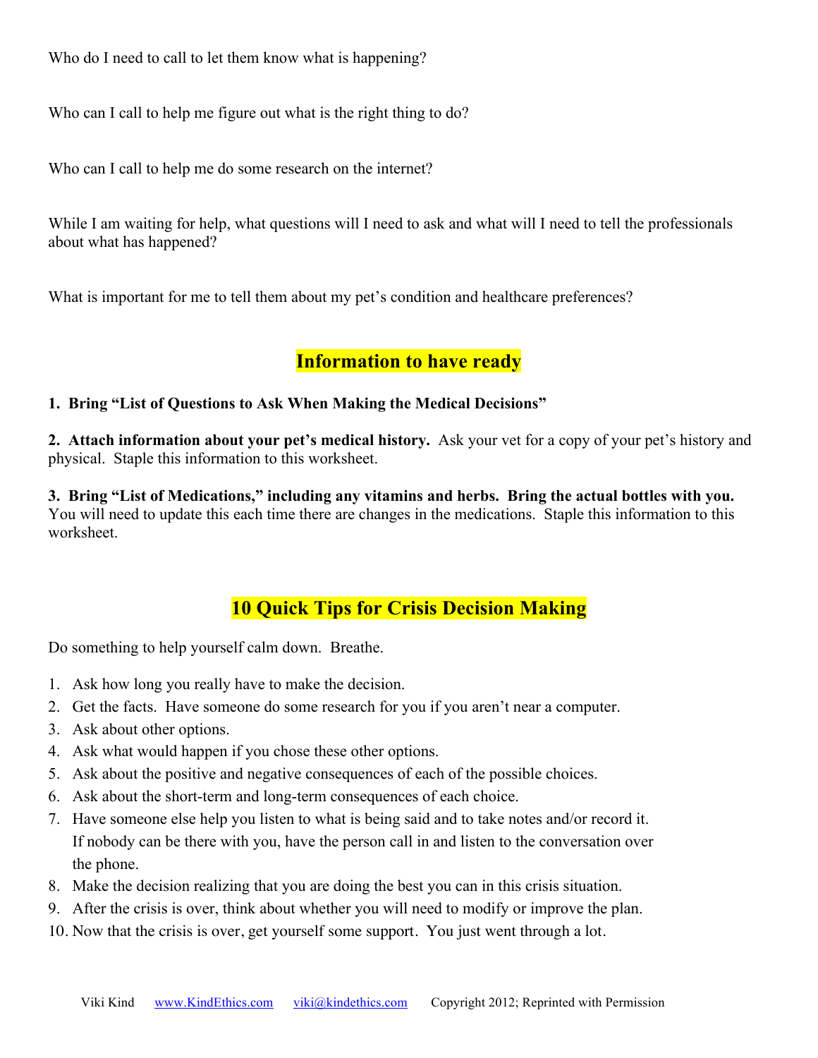Who do I need to call to let them know what is happening?

Who can I call to help me figure out what is the right thing to do?

Who can I call to help me do some research on the internet?

While I am waiting for help, what questions will I need to ask and what will I need to tell the professionals about what has happened?

What is important for me to tell them about my pet's condition and healthcare preferences?

## Information to have ready

**1. Bring "List of Questions to Ask When Making the Medical Decisions"**

**2. Attach information about your pet's medical history.** Ask your vet for a copy of your pet's history and physical. Staple this information to this worksheet.

**3. Bring "List of Medications," including any vitamins and herbs. Bring the actual bottles with you.** You will need to update this each time there are changes in the medications. Staple this information to this worksheet.

## 10 Quick Tips for Crisis Decision Making

Do something to help yourself calm down. Breathe.

1. Ask how long you really have to make the decision.
2. Get the facts. Have someone do some research for you if you aren't near a computer.
3. Ask about other options.
4. Ask what would happen if you chose these other options.
5. Ask about the positive and negative consequences of each of the possible choices.
6. Ask about the short-term and long-term consequences of each choice.
7. Have someone else help you listen to what is being said and to take notes and/or record it. If nobody can be there with you, have the person call in and listen to the conversation over the phone.
8. Make the decision realizing that you are doing the best you can in this crisis situation.
9. After the crisis is over, think about whether you will need to modify or improve the plan.
10. Now that the crisis is over, get yourself some support. You just went through a lot.

Viki Kind www.KindEthics.com viki@kindethics.com Copyright 2012; Reprinted with Permission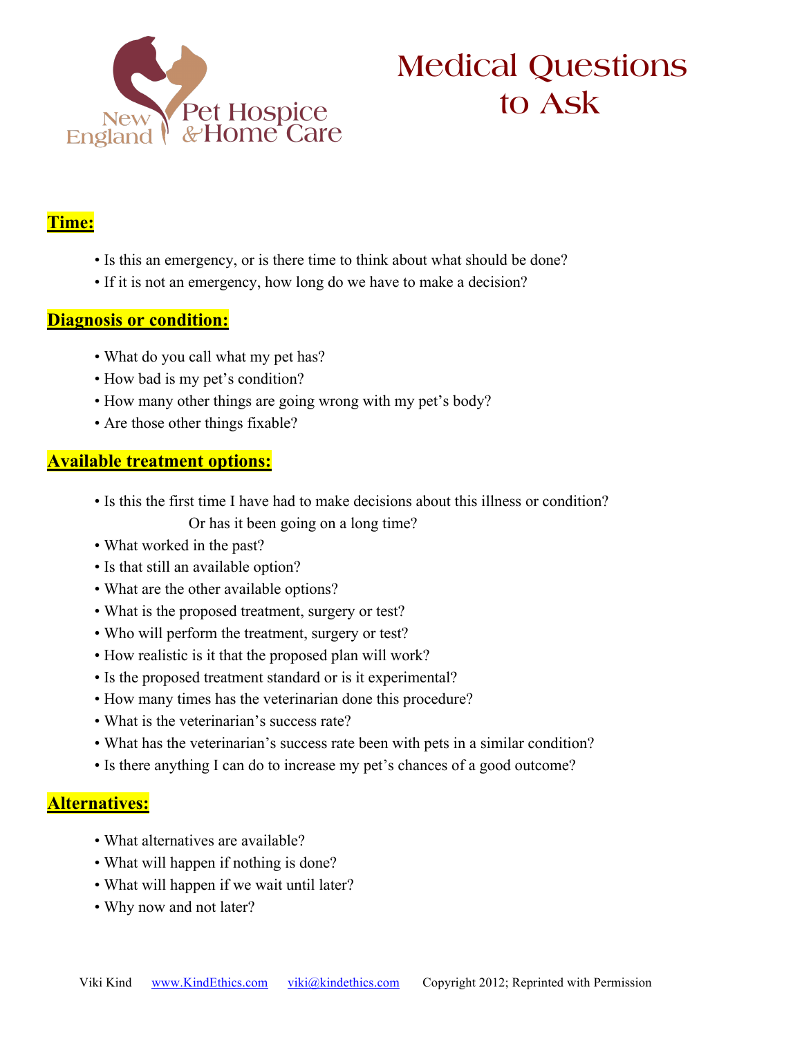New England Pet Hospice & Home Care

# Medical Questions to Ask

## Time:

- Is this an emergency, or is there time to think about what should be done?
- If it is not an emergency, how long do we have to make a decision?

## Diagnosis or condition:

- What do you call what my pet has?
- How bad is my pet's condition?
- How many other things are going wrong with my pet's body?
- Are those other things fixable?

## Available treatment options:

- Is this the first time I have had to make decisions about this illness or condition? Or has it been going on a long time?
- What worked in the past?
- Is that still an available option?
- What are the other available options?
- What is the proposed treatment, surgery or test?
- Who will perform the treatment, surgery or test?
- How realistic is it that the proposed plan will work?
- Is the proposed treatment standard or is it experimental?
- How many times has the veterinarian done this procedure?
- What is the veterinarian's success rate?
- What has the veterinarian's success rate been with pets in a similar condition?
- Is there anything I can do to increase my pet's chances of a good outcome?

## Alternatives:

- What alternatives are available?
- What will happen if nothing is done?
- What will happen if we wait until later?
- Why now and not later?

Viki Kind www.KindEthics.com viki@kindethics.com Copyright 2012; Reprinted with Permission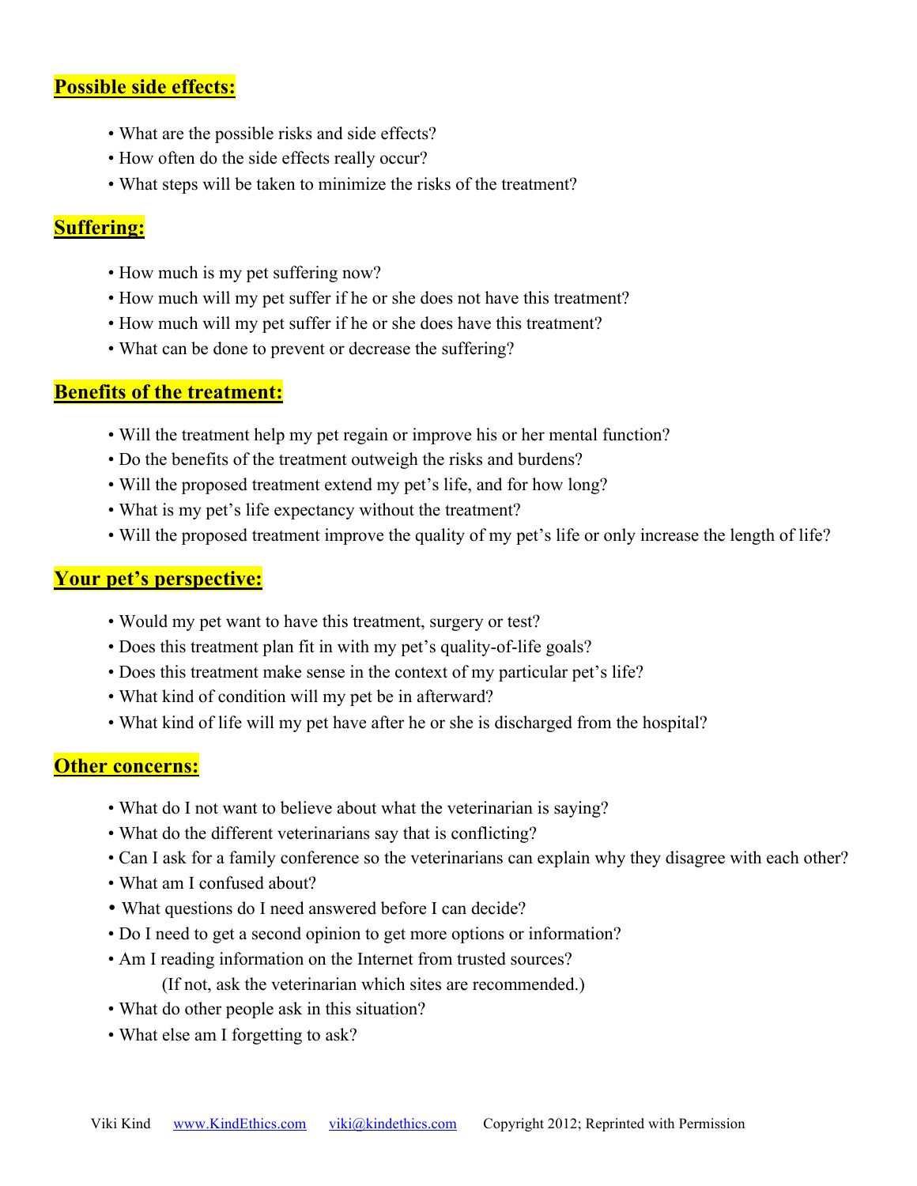## Possible side effects:

- What are the possible risks and side effects?
- How often do the side effects really occur?
- What steps will be taken to minimize the risks of the treatment?

## Suffering:

- How much is my pet suffering now?
- How much will my pet suffer if he or she does not have this treatment?
- How much will my pet suffer if he or she does have this treatment?
- What can be done to prevent or decrease the suffering?

## Benefits of the treatment:

- Will the treatment help my pet regain or improve his or her mental function?
- Do the benefits of the treatment outweigh the risks and burdens?
- Will the proposed treatment extend my pet's life, and for how long?
- What is my pet's life expectancy without the treatment?
- Will the proposed treatment improve the quality of my pet's life or only increase the length of life?

## Your pet's perspective:

- Would my pet want to have this treatment, surgery or test?
- Does this treatment plan fit in with my pet's quality-of-life goals?
- Does this treatment make sense in the context of my particular pet's life?
- What kind of condition will my pet be in afterward?
- What kind of life will my pet have after he or she is discharged from the hospital?

## Other concerns:

- What do I not want to believe about what the veterinarian is saying?
- What do the different veterinarians say that is conflicting?
- Can I ask for a family conference so the veterinarians can explain why they disagree with each other?
- What am I confused about?
- What questions do I need answered before I can decide?
- Do I need to get a second opinion to get more options or information?
- Am I reading information on the Internet from trusted sources?
  (If not, ask the veterinarian which sites are recommended.)
- What do other people ask in this situation?
- What else am I forgetting to ask?

Viki Kind www.KindEthics.com viki@kindethics.com Copyright 2012; Reprinted with Permission